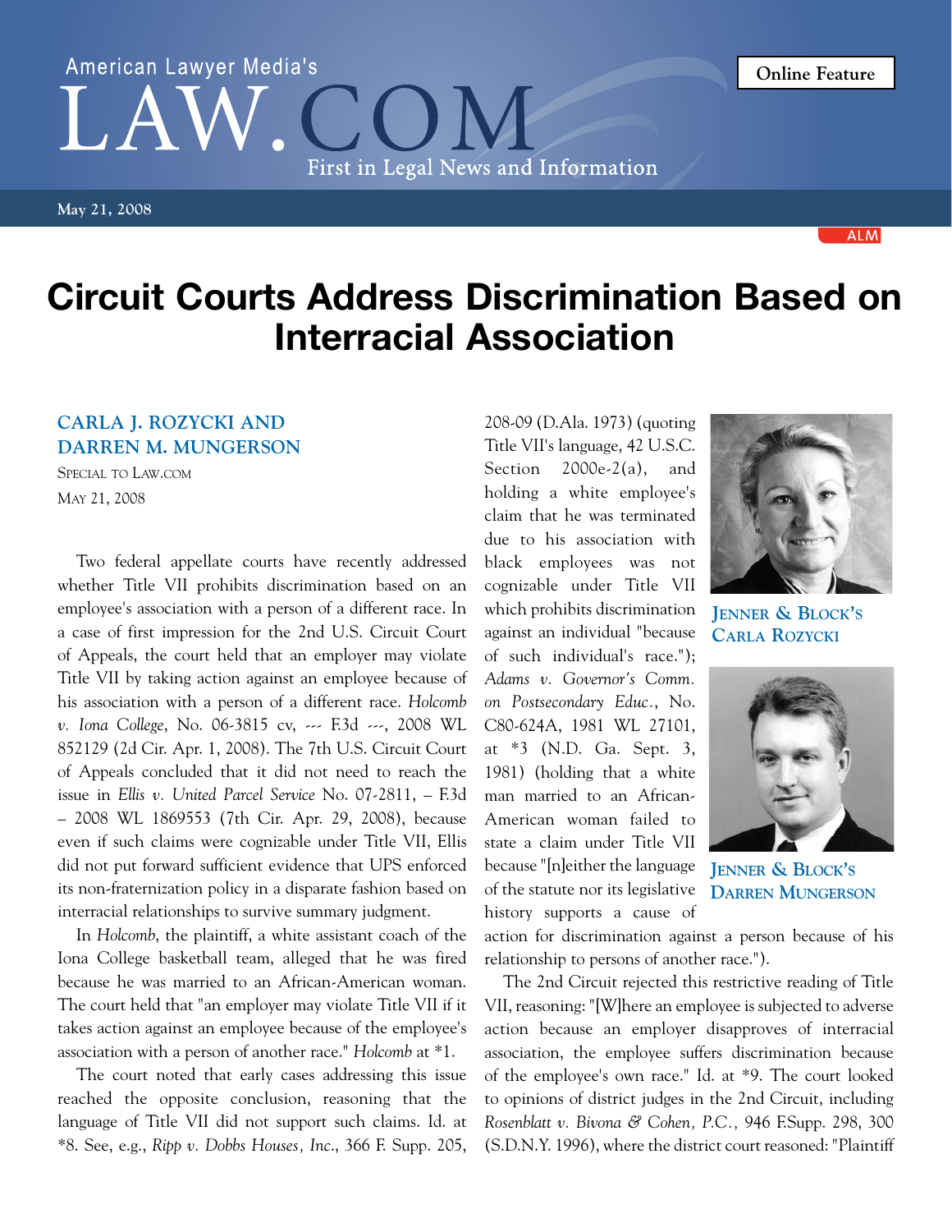American Lawyer Media's LAW.COM First in Legal News and Information

Online Feature

May 21, 2008

# Circuit Courts Address Discrimination Based on Interracial Association

**CARLA J. ROZYCKI AND DARREN M. MUNGERSON**

SPECIAL TO LAW.COM

MAY 21, 2008

JENNER & BLOCK'S CARLA ROZYCKI

JENNER & BLOCK'S DARREN MUNGERSON

Two federal appellate courts have recently addressed whether Title VII prohibits discrimination based on an employee's association with a person of a different race. In a case of first impression for the 2nd U.S. Circuit Court of Appeals, the court held that an employer may violate Title VII by taking action against an employee because of his association with a person of a different race. *Holcomb v. Iona College*, No. 06-3815 cv, --- F.3d ---, 2008 WL 852129 (2d Cir. Apr. 1, 2008). The 7th U.S. Circuit Court of Appeals concluded that it did not need to reach the issue in *Ellis v. United Parcel Service* No. 07-2811, – F.3d – 2008 WL 1869553 (7th Cir. Apr. 29, 2008), because even if such claims were cognizable under Title VII, Ellis did not put forward sufficient evidence that UPS enforced its non-fraternization policy in a disparate fashion based on interracial relationships to survive summary judgment.

In *Holcomb*, the plaintiff, a white assistant coach of the Iona College basketball team, alleged that he was fired because he was married to an African-American woman. The court held that "an employer may violate Title VII if it takes action against an employee because of the employee's association with a person of another race." *Holcomb* at *1.

The court noted that early cases addressing this issue reached the opposite conclusion, reasoning that the language of Title VII did not support such claims. Id. at *8. See, e.g., *Ripp v. Dobbs Houses, Inc.*, 366 F. Supp. 205, 208-09 (D.Ala. 1973) (quoting Title VII's language, 42 U.S.C. Section 2000e-2(a), and holding a white employee's claim that he was terminated due to his association with black employees was not cognizable under Title VII which prohibits discrimination against an individual "because of such individual's race."); *Adams v. Governor's Comm. on Postsecondary Educ.*, No. C80-624A, 1981 WL 27101, at *3 (N.D. Ga. Sept. 3, 1981) (holding that a white man married to an African-American woman failed to state a claim under Title VII because "[n]either the language of the statute nor its legislative history supports a cause of action for discrimination against a person because of his relationship to persons of another race.").

The 2nd Circuit rejected this restrictive reading of Title VII, reasoning: "[W]here an employee is subjected to adverse action because an employer disapproves of interracial association, the employee suffers discrimination because of the employee's own race." Id. at *9. The court looked to opinions of district judges in the 2nd Circuit, including *Rosenblatt v. Bivona & Cohen, P.C.,* 946 F.Supp. 298, 300 (S.D.N.Y. 1996), where the district court reasoned: "Plaintiff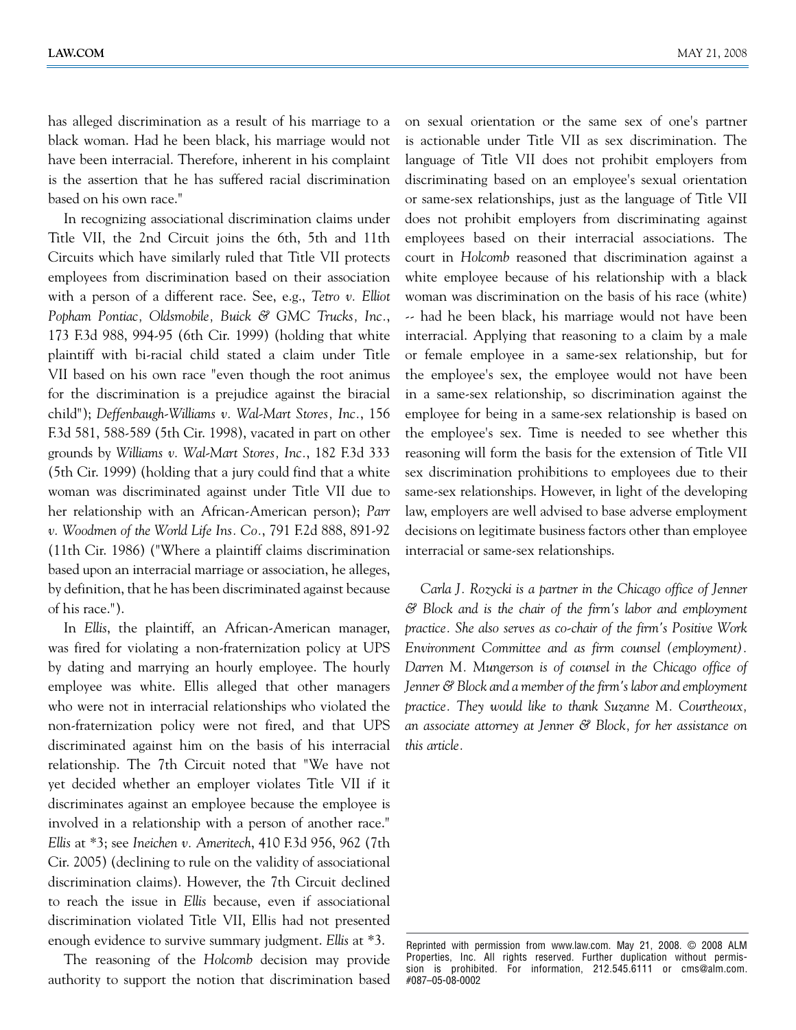has alleged discrimination as a result of his marriage to a black woman. Had he been black, his marriage would not have been interracial. Therefore, inherent in his complaint is the assertion that he has suffered racial discrimination based on his own race."

In recognizing associational discrimination claims under Title VII, the 2nd Circuit joins the 6th, 5th and 11th Circuits which have similarly ruled that Title VII protects employees from discrimination based on their association with a person of a different race. See, e.g., *Tetro v. Elliot Popham Pontiac, Oldsmobile, Buick & GMC Trucks, Inc.*, 173 F.3d 988, 994-95 (6th Cir. 1999) (holding that white plaintiff with bi-racial child stated a claim under Title VII based on his own race "even though the root animus for the discrimination is a prejudice against the biracial child"); *Deffenbaugh-Williams v. Wal-Mart Stores, Inc.*, 156 F.3d 581, 588-589 (5th Cir. 1998), vacated in part on other grounds by *Williams v. Wal-Mart Stores, Inc.*, 182 F.3d 333 (5th Cir. 1999) (holding that a jury could find that a white woman was discriminated against under Title VII due to her relationship with an African-American person); *Parr v. Woodmen of the World Life Ins. Co.*, 791 F.2d 888, 891-92 (11th Cir. 1986) ("Where a plaintiff claims discrimination based upon an interracial marriage or association, he alleges, by definition, that he has been discriminated against because of his race.").

In *Ellis*, the plaintiff, an African-American manager, was fired for violating a non-fraternization policy at UPS by dating and marrying an hourly employee. The hourly employee was white. Ellis alleged that other managers who were not in interracial relationships who violated the non-fraternization policy were not fired, and that UPS discriminated against him on the basis of his interracial relationship. The 7th Circuit noted that "We have not yet decided whether an employer violates Title VII if it discriminates against an employee because the employee is involved in a relationship with a person of another race." *Ellis* at *3; see *Ineichen v. Ameritech*, 410 F.3d 956, 962 (7th Cir. 2005) (declining to rule on the validity of associational discrimination claims). However, the 7th Circuit declined to reach the issue in *Ellis* because, even if associational discrimination violated Title VII, Ellis had not presented enough evidence to survive summary judgment. *Ellis* at *3.

The reasoning of the *Holcomb* decision may provide authority to support the notion that discrimination based on sexual orientation or the same sex of one's partner is actionable under Title VII as sex discrimination. The language of Title VII does not prohibit employers from discriminating based on an employee's sexual orientation or same-sex relationships, just as the language of Title VII does not prohibit employers from discriminating against employees based on their interracial associations. The court in *Holcomb* reasoned that discrimination against a white employee because of his relationship with a black woman was discrimination on the basis of his race (white) -- had he been black, his marriage would not have been interracial. Applying that reasoning to a claim by a male or female employee in a same-sex relationship, but for the employee's sex, the employee would not have been in a same-sex relationship, so discrimination against the employee for being in a same-sex relationship is based on the employee's sex. Time is needed to see whether this reasoning will form the basis for the extension of Title VII sex discrimination prohibitions to employees due to their same-sex relationships. However, in light of the developing law, employers are well advised to base adverse employment decisions on legitimate business factors other than employee interracial or same-sex relationships.

*Carla J. Rozycki is a partner in the Chicago office of Jenner & Block and is the chair of the firm's labor and employment practice. She also serves as co-chair of the firm's Positive Work Environment Committee and as firm counsel (employment). Darren M. Mungerson is of counsel in the Chicago office of Jenner & Block and a member of the firm's labor and employment practice. They would like to thank Suzanne M. Courtheoux, an associate attorney at Jenner & Block, for her assistance on this article.*

Reprinted with permission from www.law.com. May 21, 2008. © 2008 ALM Properties, Inc. All rights reserved. Further duplication without permission is prohibited. For information, 212.545.6111 or cms@alm.com. #087–05-08-0002